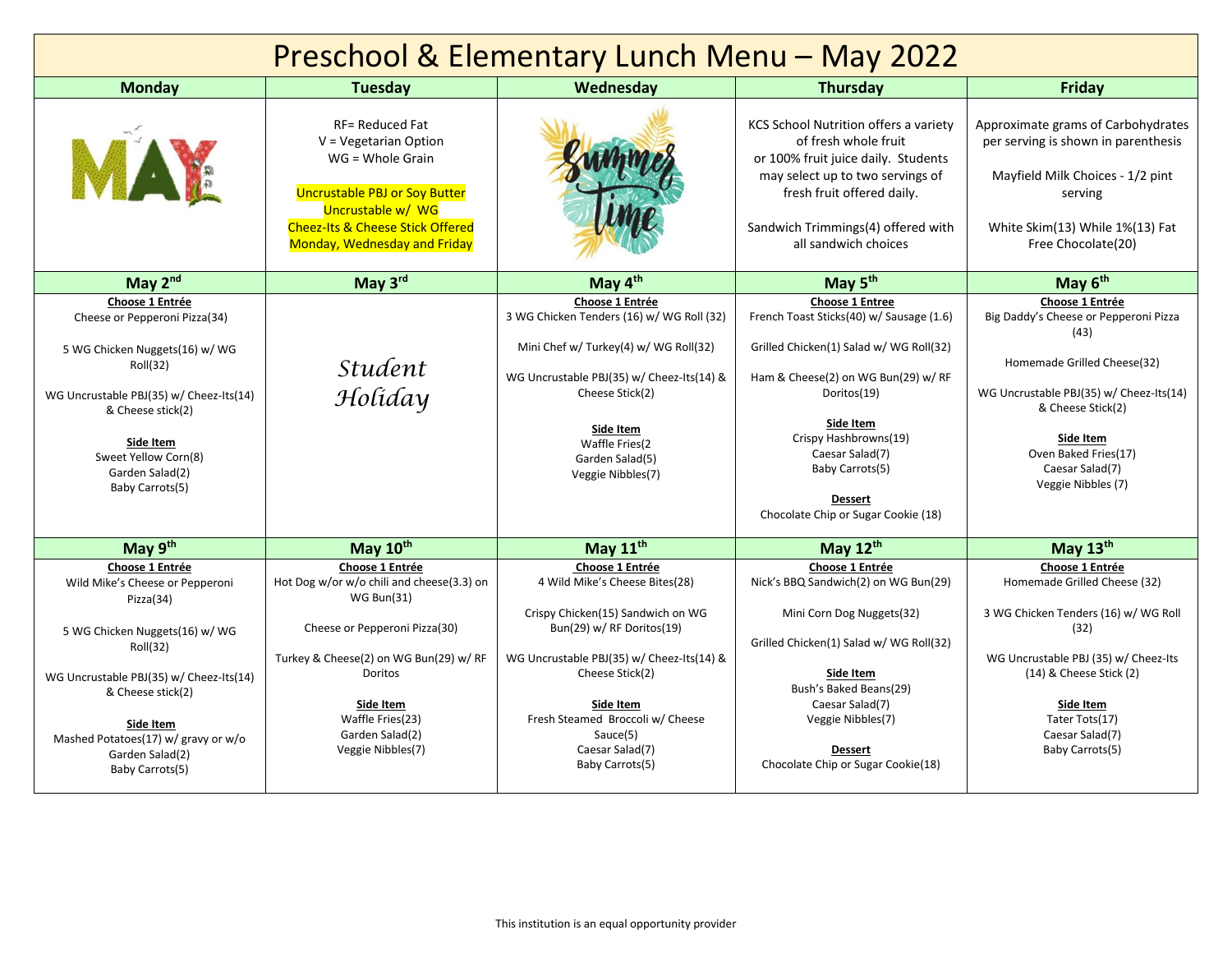# Preschool & Elementary Lunch Menu – May 2022

| Monday | Tuesday | Wednesday | Thursday | Friday |
|---|---|---|---|---|
| MAY | RF= Reduced Fat<br>V = Vegetarian Option<br>WG = Whole Grain<br><br>Uncrustable PBJ or Soy Butter Uncrustable w/ WG Cheez-Its & Cheese Stick Offered Monday, Wednesday and Friday | Summer Time | KCS School Nutrition offers a variety of fresh whole fruit or 100% fruit juice daily. Students may select up to two servings of fresh fruit offered daily.<br><br>Sandwich Trimmings(4) offered with all sandwich choices | Approximate grams of Carbohydrates per serving is shown in parenthesis<br><br>Mayfield Milk Choices - 1/2 pint serving<br><br>White Skim(13) While 1%(13) Fat Free Chocolate(20) |
| **May 2nd** | **May 3rd** | **May 4th** | **May 5th** | **May 6th** |
| **Choose 1 Entrée**<br>Cheese or Pepperoni Pizza(34)<br><br>5 WG Chicken Nuggets(16) w/ WG Roll(32)<br><br>WG Uncrustable PBJ(35) w/ Cheez-Its(14) & Cheese stick(2)<br><br>**Side Item**<br>Sweet Yellow Corn(8)<br>Garden Salad(2)<br>Baby Carrots(5) | *Student Holiday* | **Choose 1 Entrée**<br>3 WG Chicken Tenders (16) w/ WG Roll (32)<br><br>Mini Chef w/ Turkey(4) w/ WG Roll(32)<br><br>WG Uncrustable PBJ(35) w/ Cheez-Its(14) & Cheese Stick(2)<br><br>**Side Item**<br>Waffle Fries(2<br>Garden Salad(5)<br>Veggie Nibbles(7) | **Choose 1 Entree**<br>French Toast Sticks(40) w/ Sausage (1.6)<br><br>Grilled Chicken(1) Salad w/ WG Roll(32)<br><br>Ham & Cheese(2) on WG Bun(29) w/ RF Doritos(19)<br><br>**Side Item**<br>Crispy Hashbrowns(19)<br>Caesar Salad(7)<br>Baby Carrots(5)<br><br>**Dessert**<br>Chocolate Chip or Sugar Cookie (18) | **Choose 1 Entrée**<br>Big Daddy's Cheese or Pepperoni Pizza (43)<br><br>Homemade Grilled Cheese(32)<br><br>WG Uncrustable PBJ(35) w/ Cheez-Its(14) & Cheese Stick(2)<br><br>**Side Item**<br>Oven Baked Fries(17)<br>Caesar Salad(7)<br>Veggie Nibbles (7) |
| **May 9th** | **May 10th** | **May 11th** | **May 12th** | **May 13th** |
| **Choose 1 Entrée**<br>Wild Mike's Cheese or Pepperoni Pizza(34)<br><br>5 WG Chicken Nuggets(16) w/ WG Roll(32)<br><br>WG Uncrustable PBJ(35) w/ Cheez-Its(14) & Cheese stick(2)<br><br>**Side Item**<br>Mashed Potatoes(17) w/ gravy or w/o<br>Garden Salad(2)<br>Baby Carrots(5) | **Choose 1 Entrée**<br>Hot Dog w/or w/o chili and cheese(3.3) on WG Bun(31)<br><br>Cheese or Pepperoni Pizza(30)<br><br>Turkey & Cheese(2) on WG Bun(29) w/ RF Doritos<br><br>**Side Item**<br>Waffle Fries(23)<br>Garden Salad(2)<br>Veggie Nibbles(7) | **Choose 1 Entrée**<br>4 Wild Mike's Cheese Bites(28)<br><br>Crispy Chicken(15) Sandwich on WG Bun(29) w/ RF Doritos(19)<br><br>WG Uncrustable PBJ(35) w/ Cheez-Its(14) & Cheese Stick(2)<br><br>**Side Item**<br>Fresh Steamed Broccoli w/ Cheese Sauce(5)<br>Caesar Salad(7)<br>Baby Carrots(5) | **Choose 1 Entrée**<br>Nick's BBQ Sandwich(2) on WG Bun(29)<br><br>Mini Corn Dog Nuggets(32)<br><br>Grilled Chicken(1) Salad w/ WG Roll(32)<br><br>**Side Item**<br>Bush's Baked Beans(29)<br>Caesar Salad(7)<br>Veggie Nibbles(7)<br><br>**Dessert**<br>Chocolate Chip or Sugar Cookie(18) | **Choose 1 Entrée**<br>Homemade Grilled Cheese (32)<br><br>3 WG Chicken Tenders (16) w/ WG Roll (32)<br><br>WG Uncrustable PBJ (35) w/ Cheez-Its (14) & Cheese Stick (2)<br><br>**Side Item**<br>Tater Tots(17)<br>Caesar Salad(7)<br>Baby Carrots(5) |

This institution is an equal opportunity provider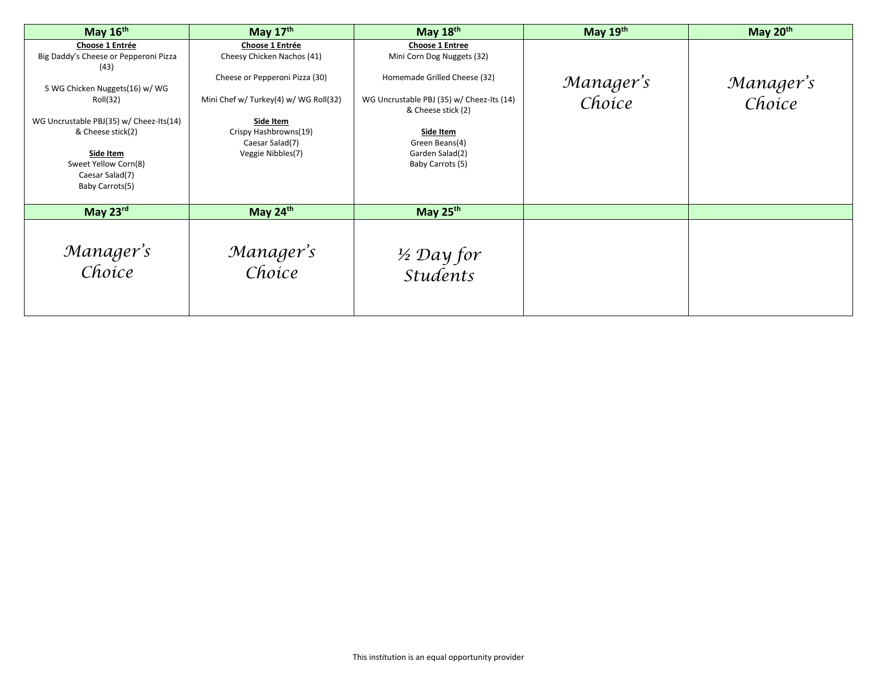| May 16th | May 17th | May 18th | May 19th | May 20th |
|---|---|---|---|---|
| **Choose 1 Entrée**<br>Big Daddy's Cheese or Pepperoni Pizza (43)<br><br>5 WG Chicken Nuggets(16) w/ WG Roll(32)<br><br>WG Uncrustable PBJ(35) w/ Cheez-Its(14) & Cheese stick(2)<br><br>**Side Item**<br>Sweet Yellow Corn(8)<br>Caesar Salad(7)<br>Baby Carrots(5) | **Choose 1 Entrée**<br>Cheesy Chicken Nachos (41)<br><br>Cheese or Pepperoni Pizza (30)<br><br>Mini Chef w/ Turkey(4) w/ WG Roll(32)<br><br>**Side Item**<br>Crispy Hashbrowns(19)<br>Caesar Salad(7)<br>Veggie Nibbles(7) | **Choose 1 Entree**<br>Mini Corn Dog Nuggets (32)<br><br>Homemade Grilled Cheese (32)<br><br>WG Uncrustable PBJ (35) w/ Cheez-Its (14) & Cheese stick (2)<br><br>**Side Item**<br>Green Beans(4)<br>Garden Salad(2)<br>Baby Carrots (5) | *Manager's Choice* | *Manager's Choice* |
| **May 23rd** | **May 24th** | **May 25th** | | |
| *Manager's Choice* | *Manager's Choice* | *½ Day for Students* | | |

This institution is an equal opportunity provider